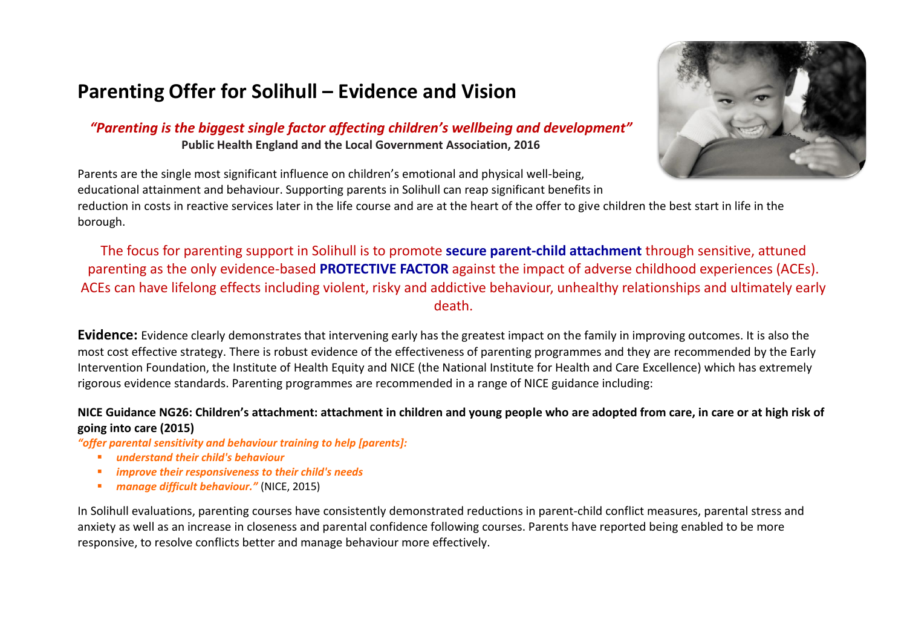# Parenting Offer for Solihull – Evidence and Vision

***"Parenting is the biggest single factor affecting children's wellbeing and development"***
**Public Health England and the Local Government Association, 2016**

Parents are the single most significant influence on children's emotional and physical well-being, educational attainment and behaviour. Supporting parents in Solihull can reap significant benefits in reduction in costs in reactive services later in the life course and are at the heart of the offer to give children the best start in life in the borough.

The focus for parenting support in Solihull is to promote **secure parent-child attachment** through sensitive, attuned parenting as the only evidence-based **PROTECTIVE FACTOR** against the impact of adverse childhood experiences (ACEs). ACEs can have lifelong effects including violent, risky and addictive behaviour, unhealthy relationships and ultimately early death.

**Evidence:** Evidence clearly demonstrates that intervening early has the greatest impact on the family in improving outcomes. It is also the most cost effective strategy. There is robust evidence of the effectiveness of parenting programmes and they are recommended by the Early Intervention Foundation, the Institute of Health Equity and NICE (the National Institute for Health and Care Excellence) which has extremely rigorous evidence standards. Parenting programmes are recommended in a range of NICE guidance including:

**NICE Guidance NG26: Children's attachment: attachment in children and young people who are adopted from care, in care or at high risk of going into care (2015)**

***"offer parental sensitivity and behaviour training to help [parents]:***

- ***understand their child's behaviour***
- ***improve their responsiveness to their child's needs***
- ***manage difficult behaviour."*** (NICE, 2015)

In Solihull evaluations, parenting courses have consistently demonstrated reductions in parent-child conflict measures, parental stress and anxiety as well as an increase in closeness and parental confidence following courses. Parents have reported being enabled to be more responsive, to resolve conflicts better and manage behaviour more effectively.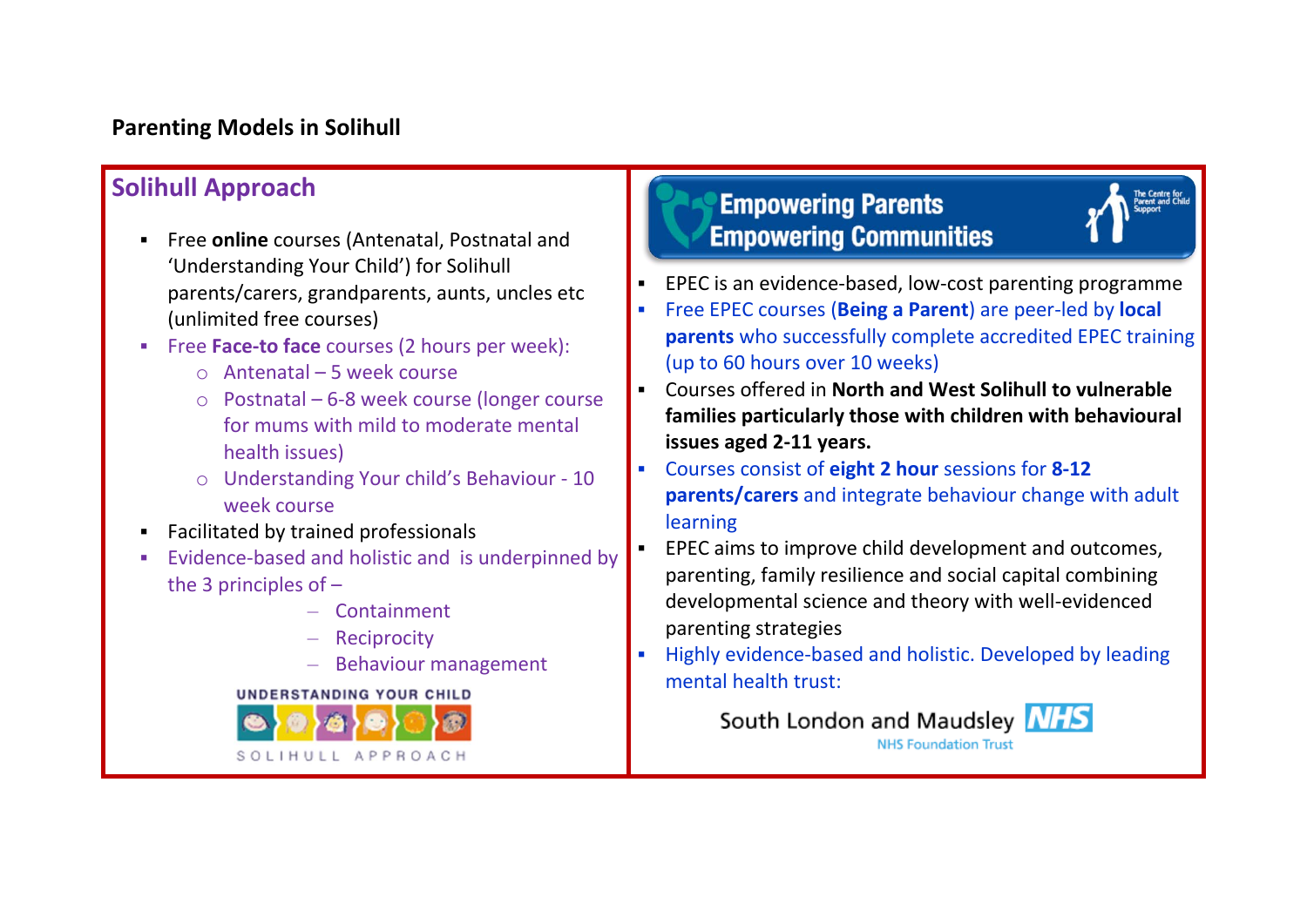**Parenting Models in Solihull**

## Solihull Approach

- Free **online** courses (Antenatal, Postnatal and 'Understanding Your Child') for Solihull parents/carers, grandparents, aunts, uncles etc (unlimited free courses)
- Free **Face-to face** courses (2 hours per week):
  - Antenatal – 5 week course
  - Postnatal – 6-8 week course (longer course for mums with mild to moderate mental health issues)
  - Understanding Your child's Behaviour - 10 week course
- Facilitated by trained professionals
- Evidence-based and holistic and is underpinned by the 3 principles of –
  - Containment
  - Reciprocity
  - Behaviour management

UNDERSTANDING YOUR CHILD

SOLIHULL APPROACH

## Empowering Parents Empowering Communities

The Centre for Parent and Child Support

- EPEC is an evidence-based, low-cost parenting programme
- Free EPEC courses (**Being a Parent**) are peer-led by **local parents** who successfully complete accredited EPEC training (up to 60 hours over 10 weeks)
- Courses offered in **North and West Solihull to vulnerable families particularly those with children with behavioural issues aged 2-11 years.**
- Courses consist of **eight 2 hour** sessions for **8-12 parents/carers** and integrate behaviour change with adult learning
- EPEC aims to improve child development and outcomes, parenting, family resilience and social capital combining developmental science and theory with well-evidenced parenting strategies
- Highly evidence-based and holistic. Developed by leading mental health trust:

South London and Maudsley NHS

NHS Foundation Trust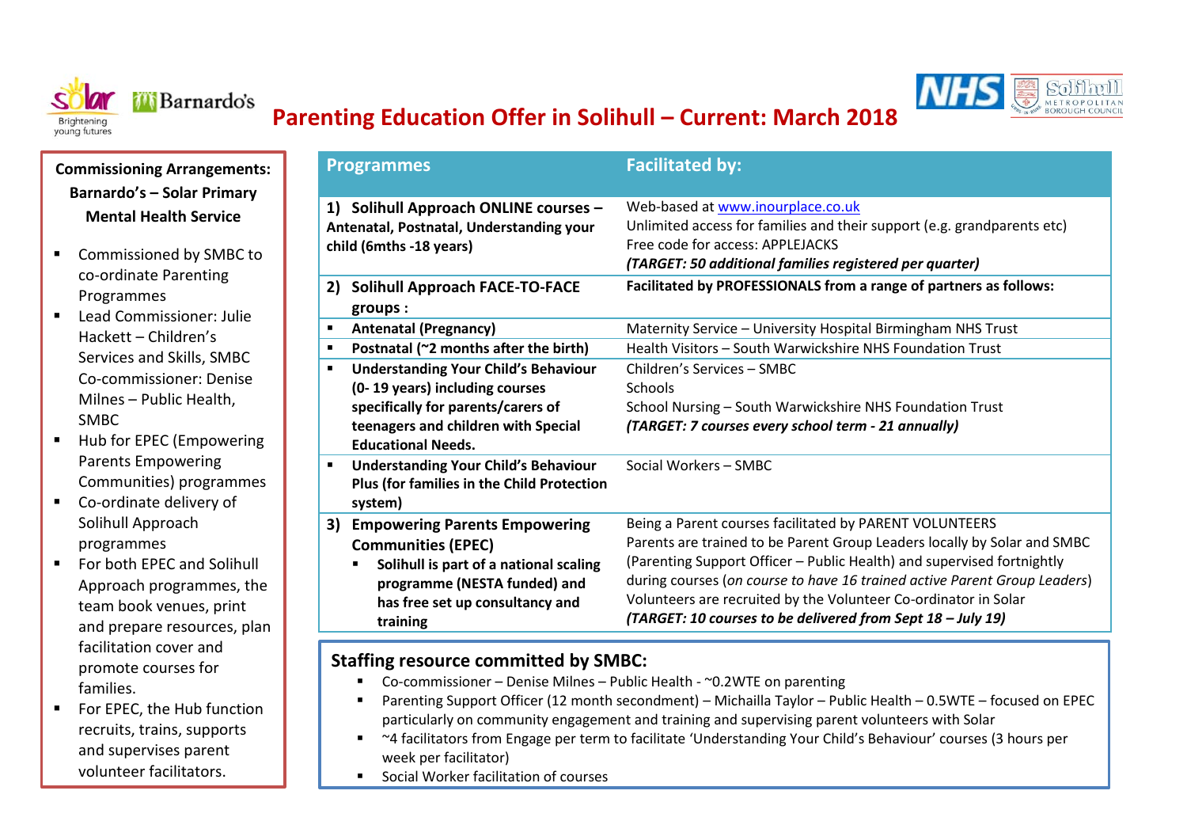# Parenting Education Offer in Solihull – Current: March 2018

**Commissioning Arrangements: Barnardo's – Solar Primary Mental Health Service**

- Commissioned by SMBC to co-ordinate Parenting Programmes
- Lead Commissioner: Julie Hackett – Children's Services and Skills, SMBC Co-commissioner: Denise Milnes – Public Health, SMBC
- Hub for EPEC (Empowering Parents Empowering Communities) programmes
- Co-ordinate delivery of Solihull Approach programmes
- For both EPEC and Solihull Approach programmes, the team book venues, print and prepare resources, plan facilitation cover and promote courses for families.
- For EPEC, the Hub function recruits, trains, supports and supervises parent volunteer facilitators.

| Programmes | Facilitated by: |
|---|---|
| **1) Solihull Approach ONLINE courses – Antenatal, Postnatal, Understanding your child (6mths -18 years)** | Web-based at www.inourplace.co.uk<br>Unlimited access for families and their support (e.g. grandparents etc)<br>Free code for access: APPLEJACKS<br>***(TARGET: 50 additional families registered per quarter)*** |
| **2) Solihull Approach FACE-TO-FACE groups :** | **Facilitated by PROFESSIONALS from a range of partners as follows:** |
| ▪ **Antenatal (Pregnancy)** | Maternity Service – University Hospital Birmingham NHS Trust |
| ▪ **Postnatal (~2 months after the birth)** | Health Visitors – South Warwickshire NHS Foundation Trust |
| ▪ **Understanding Your Child's Behaviour (0- 19 years) including courses specifically for parents/carers of teenagers and children with Special Educational Needs.** | Children's Services – SMBC<br>Schools<br>School Nursing – South Warwickshire NHS Foundation Trust<br>***(TARGET: 7 courses every school term - 21 annually)*** |
| ▪ **Understanding Your Child's Behaviour Plus (for families in the Child Protection system)** | Social Workers – SMBC |
| **3) Empowering Parents Empowering Communities (EPEC)**<br>▪ **Solihull is part of a national scaling programme (NESTA funded) and has free set up consultancy and training** | Being a Parent courses facilitated by PARENT VOLUNTEERS<br>Parents are trained to be Parent Group Leaders locally by Solar and SMBC (Parenting Support Officer – Public Health) and supervised fortnightly during courses (*on course to have 16 trained active Parent Group Leaders*)<br>Volunteers are recruited by the Volunteer Co-ordinator in Solar<br>***(TARGET: 10 courses to be delivered from Sept 18 – July 19)*** |

**Staffing resource committed by SMBC:**

- Co-commissioner – Denise Milnes – Public Health - ~0.2WTE on parenting
- Parenting Support Officer (12 month secondment) – Michailla Taylor – Public Health – 0.5WTE – focused on EPEC particularly on community engagement and training and supervising parent volunteers with Solar
- ~4 facilitators from Engage per term to facilitate 'Understanding Your Child's Behaviour' courses (3 hours per week per facilitator)
- Social Worker facilitation of courses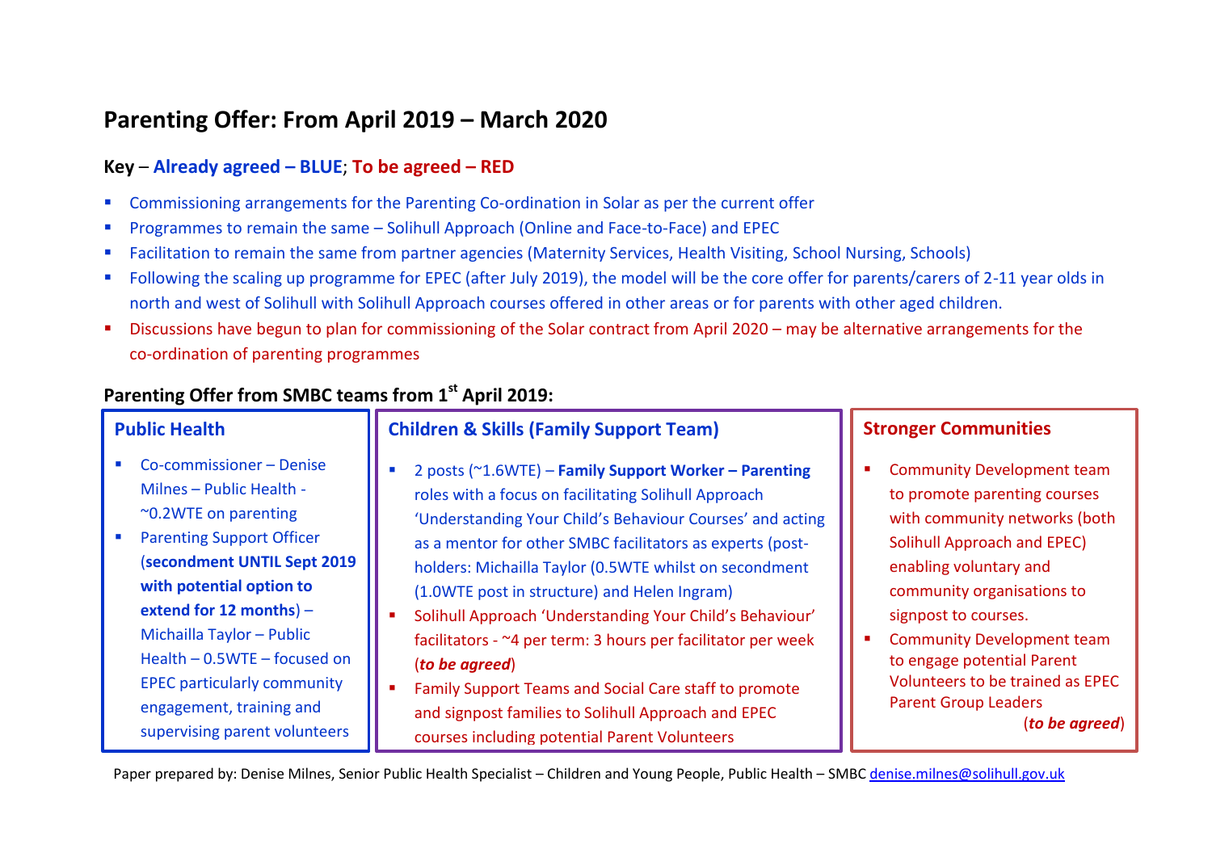# Parenting Offer: From April 2019 – March 2020

**Key** – **Already agreed – BLUE**; **To be agreed – RED**

- Commissioning arrangements for the Parenting Co-ordination in Solar as per the current offer
- Programmes to remain the same – Solihull Approach (Online and Face-to-Face) and EPEC
- Facilitation to remain the same from partner agencies (Maternity Services, Health Visiting, School Nursing, Schools)
- Following the scaling up programme for EPEC (after July 2019), the model will be the core offer for parents/carers of 2-11 year olds in north and west of Solihull with Solihull Approach courses offered in other areas or for parents with other aged children.
- Discussions have begun to plan for commissioning of the Solar contract from April 2020 – may be alternative arrangements for the co-ordination of parenting programmes

## Parenting Offer from SMBC teams from 1st April 2019:

### Public Health

- Co-commissioner – Denise Milnes – Public Health - ~0.2WTE on parenting
- Parenting Support Officer (**secondment UNTIL Sept 2019 with potential option to extend for 12 months**) – Michailla Taylor – Public Health – 0.5WTE – focused on EPEC particularly community engagement, training and supervising parent volunteers

### Children & Skills (Family Support Team)

- 2 posts (~1.6WTE) – **Family Support Worker – Parenting** roles with a focus on facilitating Solihull Approach 'Understanding Your Child's Behaviour Courses' and acting as a mentor for other SMBC facilitators as experts (post-holders: Michailla Taylor (0.5WTE whilst on secondment (1.0WTE post in structure) and Helen Ingram)
- Solihull Approach 'Understanding Your Child's Behaviour' facilitators - ~4 per term: 3 hours per facilitator per week (***to be agreed***)
- Family Support Teams and Social Care staff to promote and signpost families to Solihull Approach and EPEC courses including potential Parent Volunteers

### Stronger Communities

- Community Development team to promote parenting courses with community networks (both Solihull Approach and EPEC) enabling voluntary and community organisations to signpost to courses.
- Community Development team to engage potential Parent Volunteers to be trained as EPEC Parent Group Leaders (***to be agreed***)

Paper prepared by: Denise Milnes, Senior Public Health Specialist – Children and Young People, Public Health – SMBC denise.milnes@solihull.gov.uk